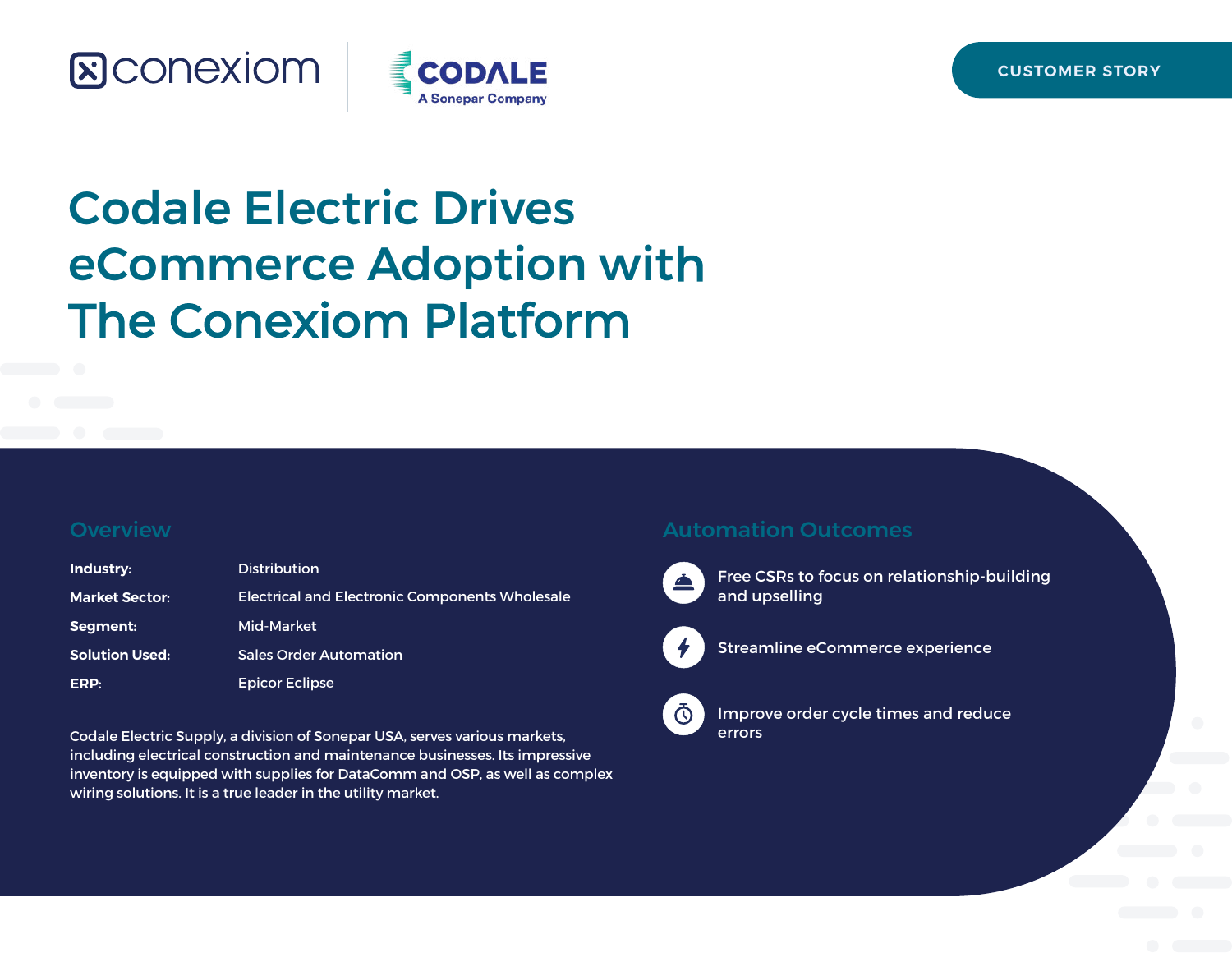CUSTOMER STORY

# Codale Electric Drives eCommerce Adoption with The Conexiom Platform

## Overview

| | |
|---|---|
| **Industry:** | Distribution |
| **Market Sector:** | Electrical and Electronic Components Wholesale |
| **Segment:** | Mid-Market |
| **Solution Used:** | Sales Order Automation |
| **ERP:** | Epicor Eclipse |

Codale Electric Supply, a division of Sonepar USA, serves various markets, including electrical construction and maintenance businesses. Its impressive inventory is equipped with supplies for DataComm and OSP, as well as complex wiring solutions. It is a true leader in the utility market.

## Automation Outcomes

- Free CSRs to focus on relationship-building and upselling
- Streamline eCommerce experience
- Improve order cycle times and reduce errors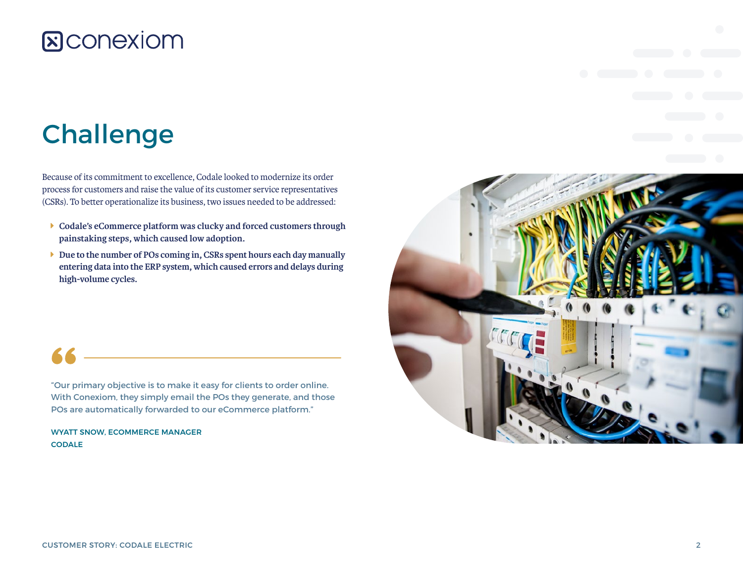# Challenge

Because of its commitment to excellence, Codale looked to modernize its order process for customers and raise the value of its customer service representatives (CSRs). To better operationalize its business, two issues needed to be addressed:

- **Codale's eCommerce platform was clucky and forced customers through painstaking steps, which caused low adoption.**
- **Due to the number of POs coming in, CSRs spent hours each day manually entering data into the ERP system, which caused errors and delays during high-volume cycles.**

> "Our primary objective is to make it easy for clients to order online. With Conexiom, they simply email the POs they generate, and those POs are automatically forwarded to our eCommerce platform."
>
> WYATT SNOW, ECOMMERCE MANAGER
> CODALE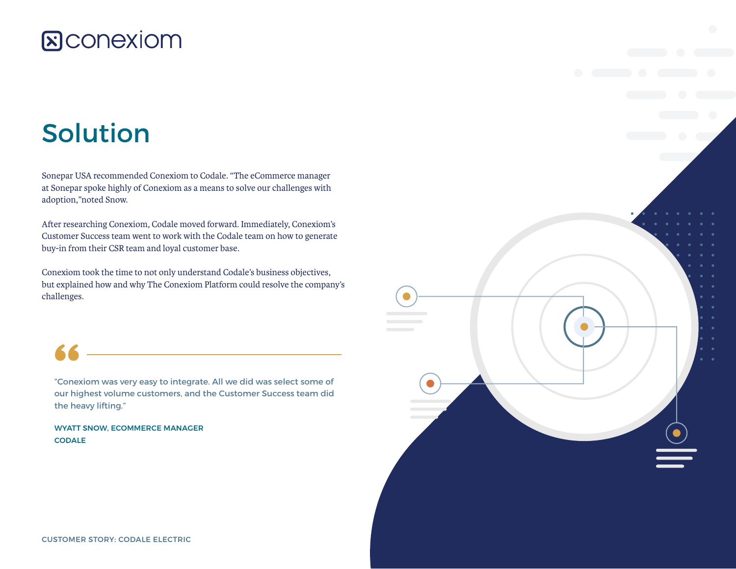# Solution

Sonepar USA recommended Conexiom to Codale. "The eCommerce manager at Sonepar spoke highly of Conexiom as a means to solve our challenges with adoption,"noted Snow.

After researching Conexiom, Codale moved forward. Immediately, Conexiom's Customer Success team went to work with the Codale team on how to generate buy-in from their CSR team and loyal customer base.

Conexiom took the time to not only understand Codale's business objectives, but explained how and why The Conexiom Platform could resolve the company's challenges.

> "Conexiom was very easy to integrate. All we did was select some of our highest volume customers, and the Customer Success team did the heavy lifting."
>
> **WYATT SNOW, ECOMMERCE MANAGER**
> **CODALE**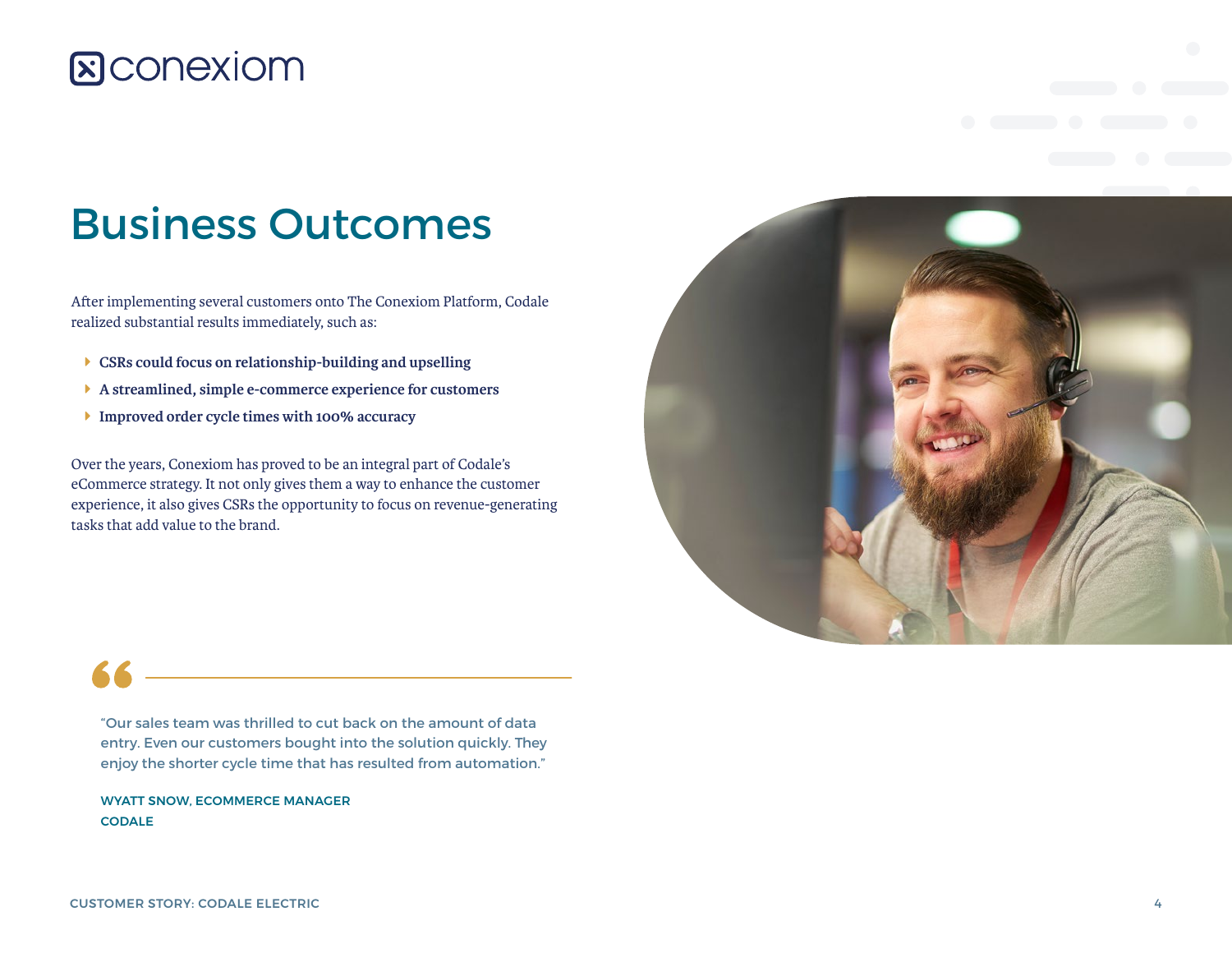# Business Outcomes

After implementing several customers onto The Conexiom Platform, Codale realized substantial results immediately, such as:

- **CSRs could focus on relationship-building and upselling**
- **A streamlined, simple e-commerce experience for customers**
- **Improved order cycle times with 100% accuracy**

Over the years, Conexiom has proved to be an integral part of Codale's eCommerce strategy. It not only gives them a way to enhance the customer experience, it also gives CSRs the opportunity to focus on revenue-generating tasks that add value to the brand.

> "Our sales team was thrilled to cut back on the amount of data entry. Even our customers bought into the solution quickly. They enjoy the shorter cycle time that has resulted from automation."
>
> WYATT SNOW, ECOMMERCE MANAGER
> CODALE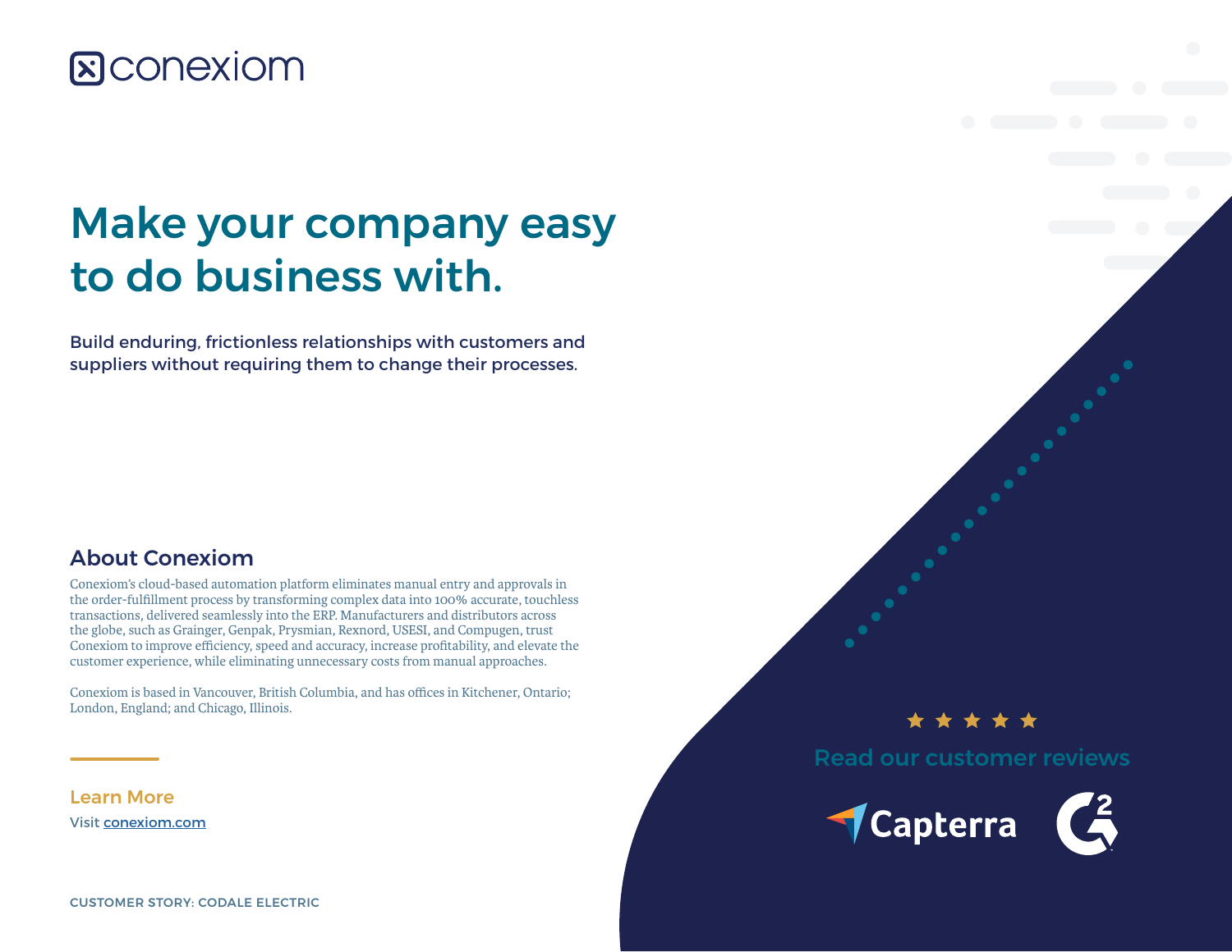conexiom

# Make your company easy to do business with.

Build enduring, frictionless relationships with customers and suppliers without requiring them to change their processes.

## About Conexiom

Conexiom's cloud-based automation platform eliminates manual entry and approvals in the order-fulfillment process by transforming complex data into 100% accurate, touchless transactions, delivered seamlessly into the ERP. Manufacturers and distributors across the globe, such as Grainger, Genpak, Prysmian, Rexnord, USESI, and Compugen, trust Conexiom to improve efficiency, speed and accuracy, increase profitability, and elevate the customer experience, while eliminating unnecessary costs from manual approaches.

Conexiom is based in Vancouver, British Columbia, and has offices in Kitchener, Ontario; London, England; and Chicago, Illinois.

### Learn More

Visit [conexiom.com](https://conexiom.com)

★ ★ ★ ★ ★

Read our customer reviews

Capterra

G2

CUSTOMER STORY: CODALE ELECTRIC